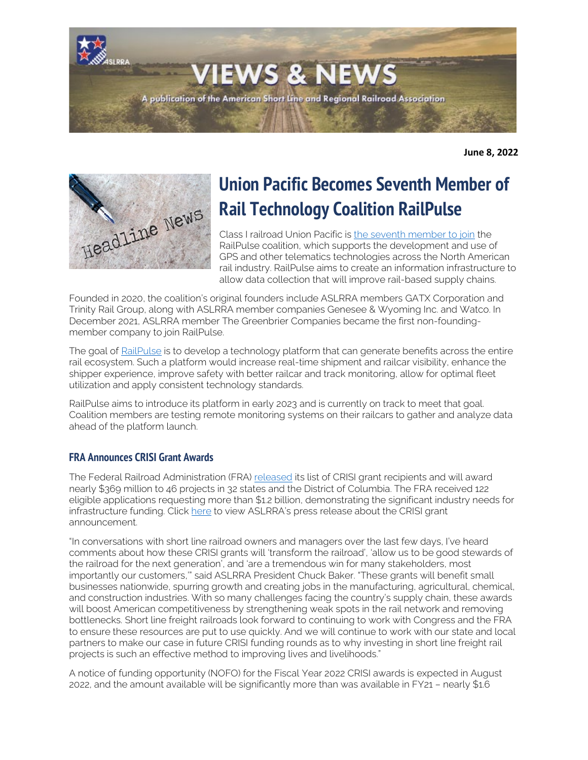# VIEWS & NEWS

A publication of the American Short Line and Regional Railroad Association

**June 8, 2022**

## Union Pacific Becomes Seventh Member of Rail Technology Coalition RailPulse

Class I railroad Union Pacific is the seventh member to join the RailPulse coalition, which supports the development and use of GPS and other telematics technologies across the North American rail industry. RailPulse aims to create an information infrastructure to allow data collection that will improve rail-based supply chains.

Founded in 2020, the coalition's original founders include ASLRRA members GATX Corporation and Trinity Rail Group, along with ASLRRA member companies Genesee & Wyoming Inc. and Watco. In December 2021, ASLRRA member The Greenbrier Companies became the first non-founding-member company to join RailPulse.

The goal of RailPulse is to develop a technology platform that can generate benefits across the entire rail ecosystem. Such a platform would increase real-time shipment and railcar visibility, enhance the shipper experience, improve safety with better railcar and track monitoring, allow for optimal fleet utilization and apply consistent technology standards.

RailPulse aims to introduce its platform in early 2023 and is currently on track to meet that goal. Coalition members are testing remote monitoring systems on their railcars to gather and analyze data ahead of the platform launch.

### FRA Announces CRISI Grant Awards

The Federal Railroad Administration (FRA) released its list of CRISI grant recipients and will award nearly $369 million to 46 projects in 32 states and the District of Columbia. The FRA received 122 eligible applications requesting more than $1.2 billion, demonstrating the significant industry needs for infrastructure funding. Click here to view ASLRRA's press release about the CRISI grant announcement.

"In conversations with short line railroad owners and managers over the last few days, I've heard comments about how these CRISI grants will 'transform the railroad', 'allow us to be good stewards of the railroad for the next generation', and 'are a tremendous win for many stakeholders, most importantly our customers,'" said ASLRRA President Chuck Baker. "These grants will benefit small businesses nationwide, spurring growth and creating jobs in the manufacturing, agricultural, chemical, and construction industries. With so many challenges facing the country's supply chain, these awards will boost American competitiveness by strengthening weak spots in the rail network and removing bottlenecks. Short line freight railroads look forward to continuing to work with Congress and the FRA to ensure these resources are put to use quickly. And we will continue to work with our state and local partners to make our case in future CRISI funding rounds as to why investing in short line freight rail projects is such an effective method to improving lives and livelihoods."

A notice of funding opportunity (NOFO) for the Fiscal Year 2022 CRISI awards is expected in August 2022, and the amount available will be significantly more than was available in FY21 – nearly $1.6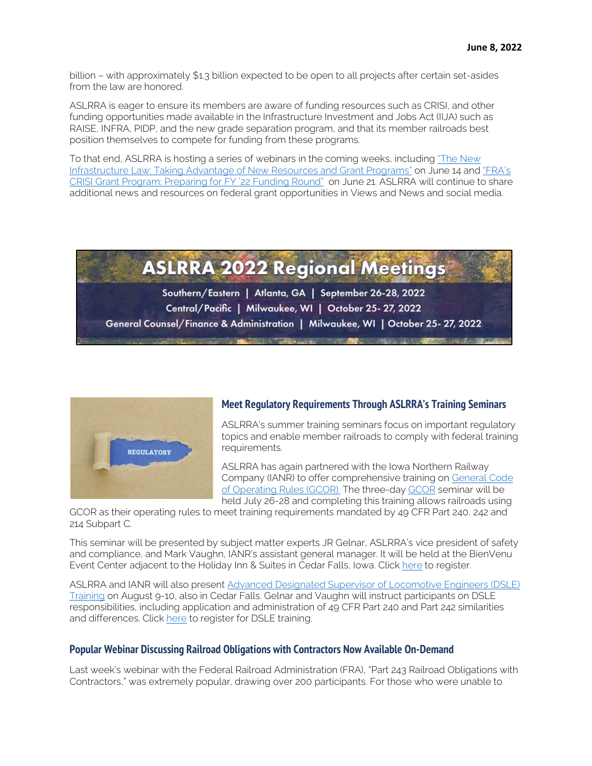billion – with approximately $1.3 billion expected to be open to all projects after certain set-asides from the law are honored.

ASLRRA is eager to ensure its members are aware of funding resources such as CRISI, and other funding opportunities made available in the Infrastructure Investment and Jobs Act (IIJA) such as RAISE, INFRA, PIDP, and the new grade separation program, and that its member railroads best position themselves to compete for funding from these programs.

To that end, ASLRRA is hosting a series of webinars in the coming weeks, including "The New Infrastructure Law: Taking Advantage of New Resources and Grant Programs" on June 14 and "FRA's CRISI Grant Program: Preparing for FY '22 Funding Round" on June 21. ASLRRA will continue to share additional news and resources on federal grant opportunities in Views and News and social media.

**ASLRRA 2022 Regional Meetings**

Southern/Eastern | Atlanta, GA | September 26-28, 2022
Central/Pacific | Milwaukee, WI | October 25- 27, 2022
General Counsel/Finance & Administration | Milwaukee, WI | October 25- 27, 2022

## Meet Regulatory Requirements Through ASLRRA's Training Seminars

ASLRRA's summer training seminars focus on important regulatory topics and enable member railroads to comply with federal training requirements.

ASLRRA has again partnered with the Iowa Northern Railway Company (IANR) to offer comprehensive training on General Code of Operating Rules (GCOR). The three-day GCOR seminar will be held July 26-28 and completing this training allows railroads using GCOR as their operating rules to meet training requirements mandated by 49 CFR Part 240, 242 and 214 Subpart C.

This seminar will be presented by subject matter experts JR Gelnar, ASLRRA's vice president of safety and compliance, and Mark Vaughn, IANR's assistant general manager. It will be held at the BienVenu Event Center adjacent to the Holiday Inn & Suites in Cedar Falls, Iowa. Click here to register.

ASLRRA and IANR will also present Advanced Designated Supervisor of Locomotive Engineers (DSLE) Training on August 9-10, also in Cedar Falls. Gelnar and Vaughn will instruct participants on DSLE responsibilities, including application and administration of 49 CFR Part 240 and Part 242 similarities and differences. Click here to register for DSLE training.

## Popular Webinar Discussing Railroad Obligations with Contractors Now Available On-Demand

Last week's webinar with the Federal Railroad Administration (FRA), "Part 243 Railroad Obligations with Contractors," was extremely popular, drawing over 200 participants. For those who were unable to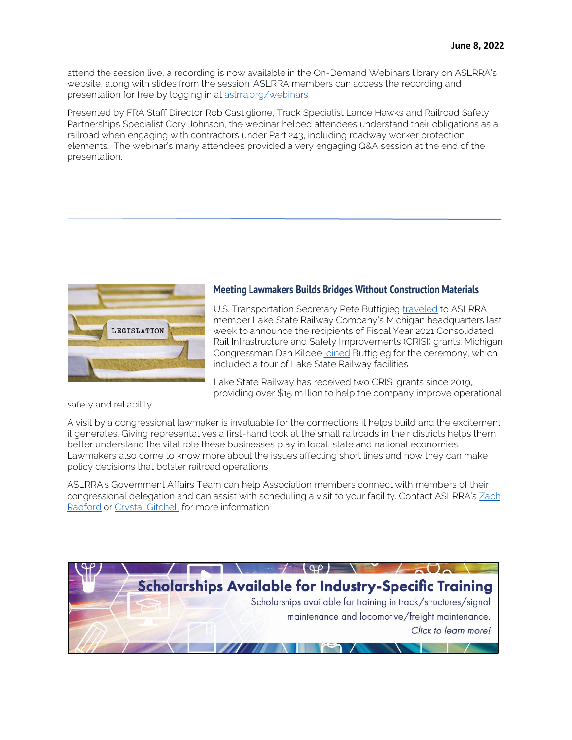attend the session live, a recording is now available in the On-Demand Webinars library on ASLRRA's website, along with slides from the session. ASLRRA members can access the recording and presentation for free by logging in at aslrra.org/webinars.

Presented by FRA Staff Director Rob Castiglione, Track Specialist Lance Hawks and Railroad Safety Partnerships Specialist Cory Johnson, the webinar helped attendees understand their obligations as a railroad when engaging with contractors under Part 243, including roadway worker protection elements. The webinar's many attendees provided a very engaging Q&A session at the end of the presentation.

---

## Meeting Lawmakers Builds Bridges Without Construction Materials

U.S. Transportation Secretary Pete Buttigieg traveled to ASLRRA member Lake State Railway Company's Michigan headquarters last week to announce the recipients of Fiscal Year 2021 Consolidated Rail Infrastructure and Safety Improvements (CRISI) grants. Michigan Congressman Dan Kildee joined Buttigieg for the ceremony, which included a tour of Lake State Railway facilities.

Lake State Railway has received two CRISI grants since 2019, providing over $15 million to help the company improve operational safety and reliability.

A visit by a congressional lawmaker is invaluable for the connections it helps build and the excitement it generates. Giving representatives a first-hand look at the small railroads in their districts helps them better understand the vital role these businesses play in local, state and national economies. Lawmakers also come to know more about the issues affecting short lines and how they can make policy decisions that bolster railroad operations.

ASLRRA's Government Affairs Team can help Association members connect with members of their congressional delegation and can assist with scheduling a visit to your facility. Contact ASLRRA's Zach Radford or Crystal Gitchell for more information.

**Scholarships Available for Industry-Specific Training**

Scholarships available for training in track/structures/signal maintenance and locomotive/freight maintenance.

*Click to learn more!*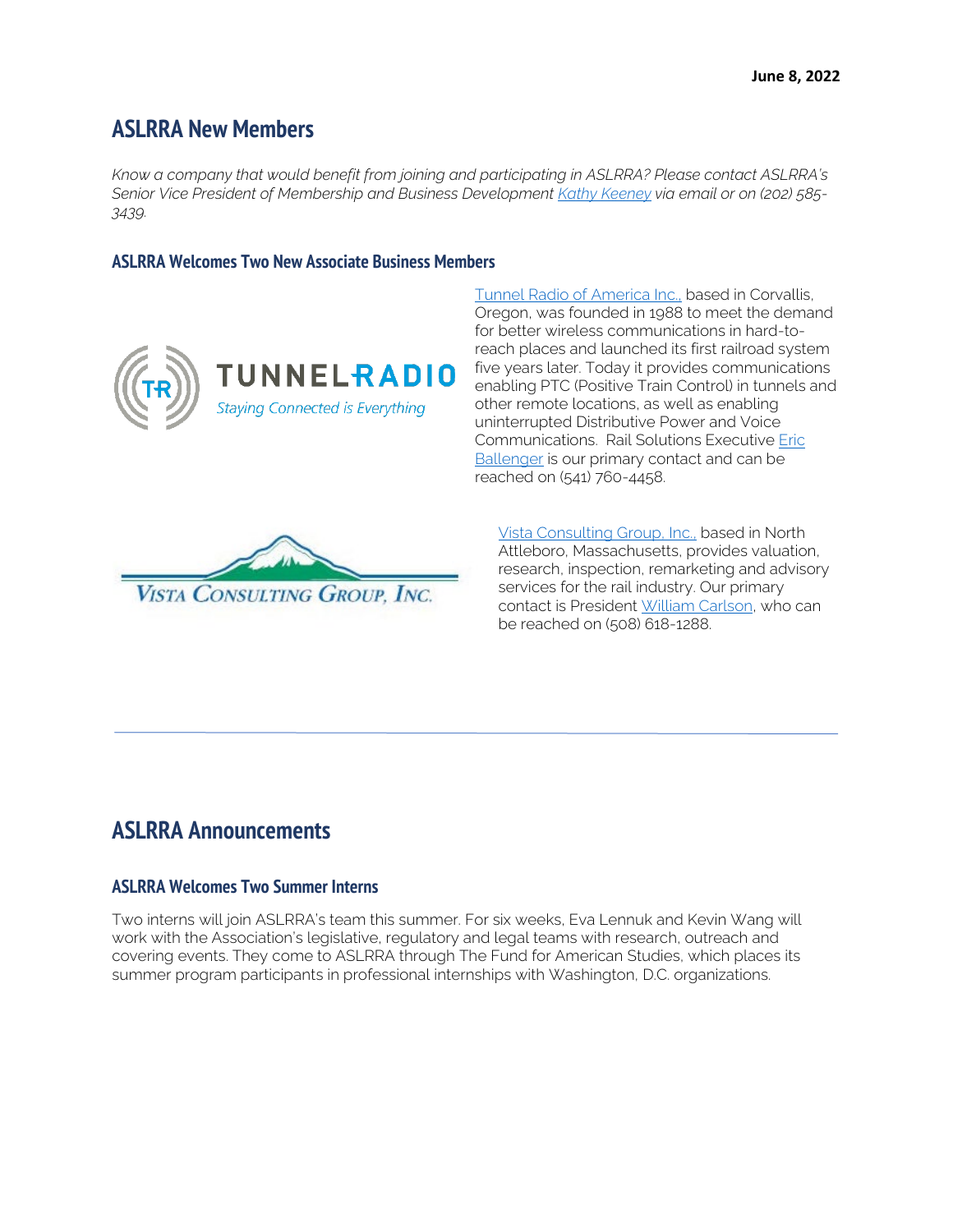June 8, 2022

## ASLRRA New Members

*Know a company that would benefit from joining and participating in ASLRRA? Please contact ASLRRA's Senior Vice President of Membership and Business Development Kathy Keeney via email or on (202) 585-3439.*

### ASLRRA Welcomes Two New Associate Business Members

Tunnel Radio of America Inc., based in Corvallis, Oregon, was founded in 1988 to meet the demand for better wireless communications in hard-to-reach places and launched its first railroad system five years later. Today it provides communications enabling PTC (Positive Train Control) in tunnels and other remote locations, as well as enabling uninterrupted Distributive Power and Voice Communications. Rail Solutions Executive Eric Ballenger is our primary contact and can be reached on (541) 760-4458.

Vista Consulting Group, Inc., based in North Attleboro, Massachusetts, provides valuation, research, inspection, remarketing and advisory services for the rail industry. Our primary contact is President William Carlson, who can be reached on (508) 618-1288.

---

## ASLRRA Announcements

### ASLRRA Welcomes Two Summer Interns

Two interns will join ASLRRA's team this summer. For six weeks, Eva Lennuk and Kevin Wang will work with the Association's legislative, regulatory and legal teams with research, outreach and covering events. They come to ASLRRA through The Fund for American Studies, which places its summer program participants in professional internships with Washington, D.C. organizations.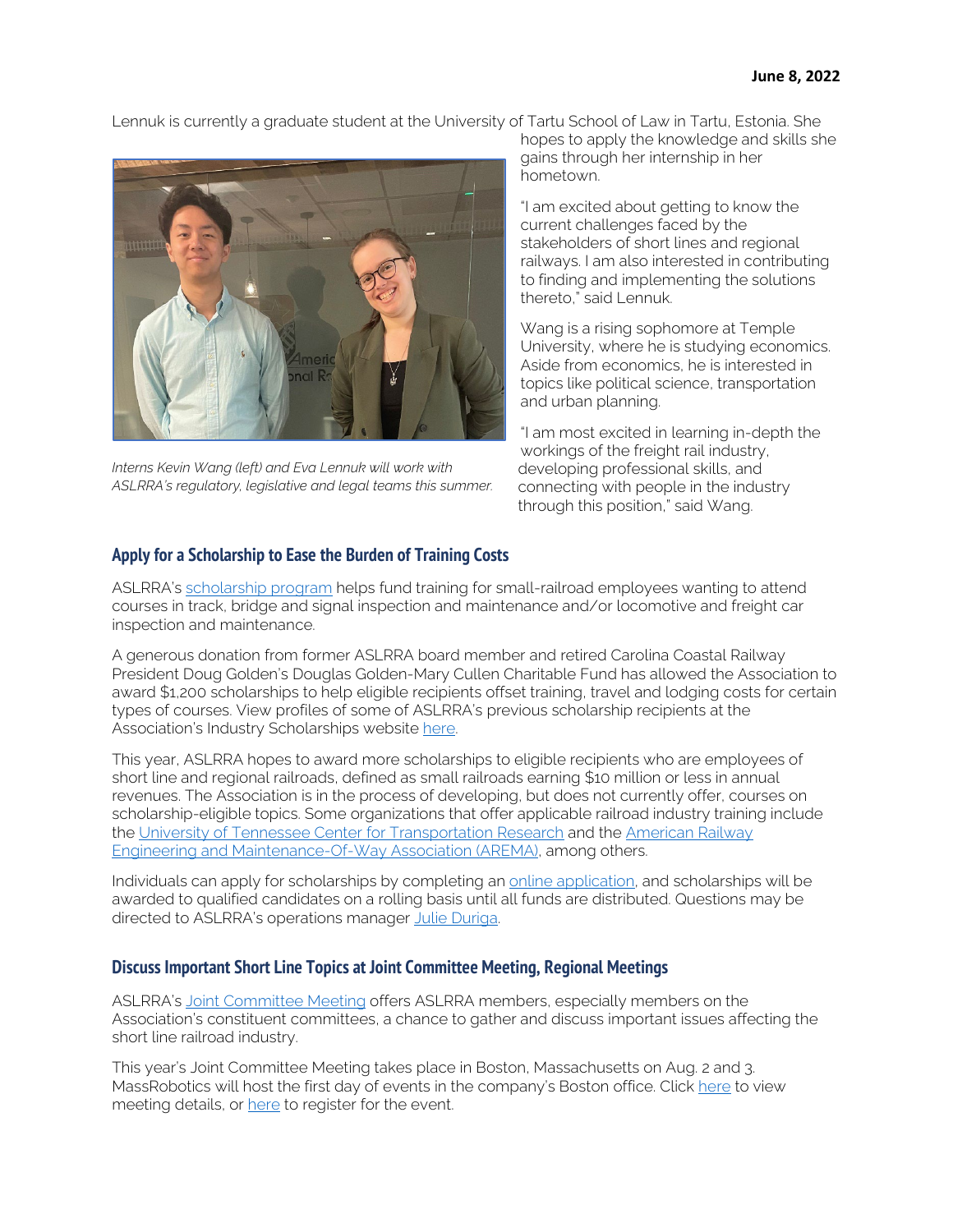Lennuk is currently a graduate student at the University of Tartu School of Law in Tartu, Estonia. She hopes to apply the knowledge and skills she gains through her internship in her hometown.

*Interns Kevin Wang (left) and Eva Lennuk will work with ASLRRA's regulatory, legislative and legal teams this summer.*

"I am excited about getting to know the current challenges faced by the stakeholders of short lines and regional railways. I am also interested in contributing to finding and implementing the solutions thereto," said Lennuk.

Wang is a rising sophomore at Temple University, where he is studying economics. Aside from economics, he is interested in topics like political science, transportation and urban planning.

"I am most excited in learning in-depth the workings of the freight rail industry, developing professional skills, and connecting with people in the industry through this position," said Wang.

## Apply for a Scholarship to Ease the Burden of Training Costs

ASLRRA's scholarship program helps fund training for small-railroad employees wanting to attend courses in track, bridge and signal inspection and maintenance and/or locomotive and freight car inspection and maintenance.

A generous donation from former ASLRRA board member and retired Carolina Coastal Railway President Doug Golden's Douglas Golden-Mary Cullen Charitable Fund has allowed the Association to award $1,200 scholarships to help eligible recipients offset training, travel and lodging costs for certain types of courses. View profiles of some of ASLRRA's previous scholarship recipients at the Association's Industry Scholarships website here.

This year, ASLRRA hopes to award more scholarships to eligible recipients who are employees of short line and regional railroads, defined as small railroads earning $10 million or less in annual revenues. The Association is in the process of developing, but does not currently offer, courses on scholarship-eligible topics. Some organizations that offer applicable railroad industry training include the University of Tennessee Center for Transportation Research and the American Railway Engineering and Maintenance-Of-Way Association (AREMA), among others.

Individuals can apply for scholarships by completing an online application, and scholarships will be awarded to qualified candidates on a rolling basis until all funds are distributed. Questions may be directed to ASLRRA's operations manager Julie Duriga.

## Discuss Important Short Line Topics at Joint Committee Meeting, Regional Meetings

ASLRRA's Joint Committee Meeting offers ASLRRA members, especially members on the Association's constituent committees, a chance to gather and discuss important issues affecting the short line railroad industry.

This year's Joint Committee Meeting takes place in Boston, Massachusetts on Aug. 2 and 3. MassRobotics will host the first day of events in the company's Boston office. Click here to view meeting details, or here to register for the event.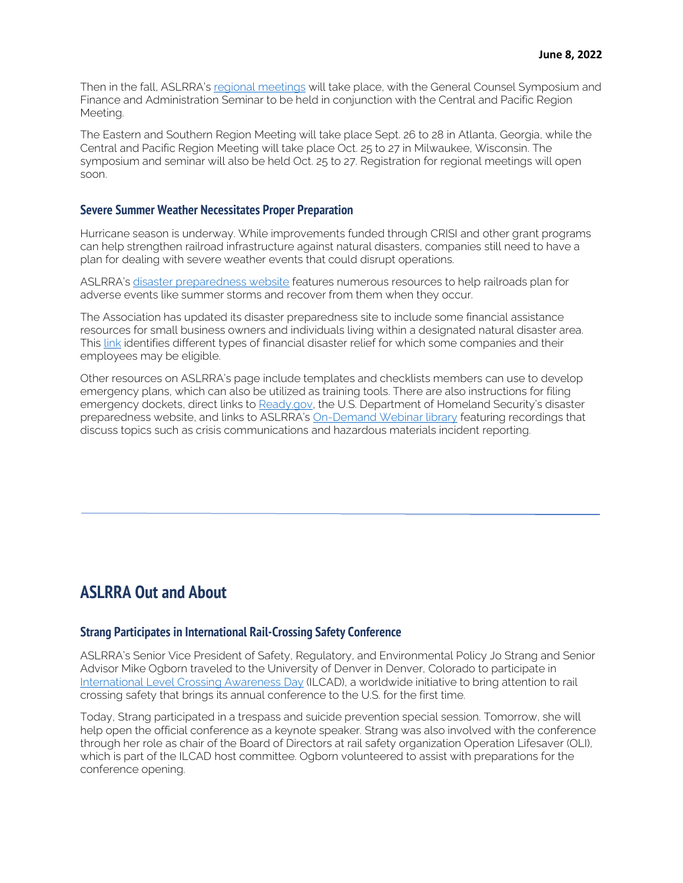Then in the fall, ASLRRA's regional meetings will take place, with the General Counsel Symposium and Finance and Administration Seminar to be held in conjunction with the Central and Pacific Region Meeting.

The Eastern and Southern Region Meeting will take place Sept. 26 to 28 in Atlanta, Georgia, while the Central and Pacific Region Meeting will take place Oct. 25 to 27 in Milwaukee, Wisconsin. The symposium and seminar will also be held Oct. 25 to 27. Registration for regional meetings will open soon.

### Severe Summer Weather Necessitates Proper Preparation

Hurricane season is underway. While improvements funded through CRISI and other grant programs can help strengthen railroad infrastructure against natural disasters, companies still need to have a plan for dealing with severe weather events that could disrupt operations.

ASLRRA's disaster preparedness website features numerous resources to help railroads plan for adverse events like summer storms and recover from them when they occur.

The Association has updated its disaster preparedness site to include some financial assistance resources for small business owners and individuals living within a designated natural disaster area. This link identifies different types of financial disaster relief for which some companies and their employees may be eligible.

Other resources on ASLRRA's page include templates and checklists members can use to develop emergency plans, which can also be utilized as training tools. There are also instructions for filing emergency dockets, direct links to Ready.gov, the U.S. Department of Homeland Security's disaster preparedness website, and links to ASLRRA's On-Demand Webinar library featuring recordings that discuss topics such as crisis communications and hazardous materials incident reporting.

---

## ASLRRA Out and About

### Strang Participates in International Rail-Crossing Safety Conference

ASLRRA's Senior Vice President of Safety, Regulatory, and Environmental Policy Jo Strang and Senior Advisor Mike Ogborn traveled to the University of Denver in Denver, Colorado to participate in International Level Crossing Awareness Day (ILCAD), a worldwide initiative to bring attention to rail crossing safety that brings its annual conference to the U.S. for the first time.

Today, Strang participated in a trespass and suicide prevention special session. Tomorrow, she will help open the official conference as a keynote speaker. Strang was also involved with the conference through her role as chair of the Board of Directors at rail safety organization Operation Lifesaver (OLI), which is part of the ILCAD host committee. Ogborn volunteered to assist with preparations for the conference opening.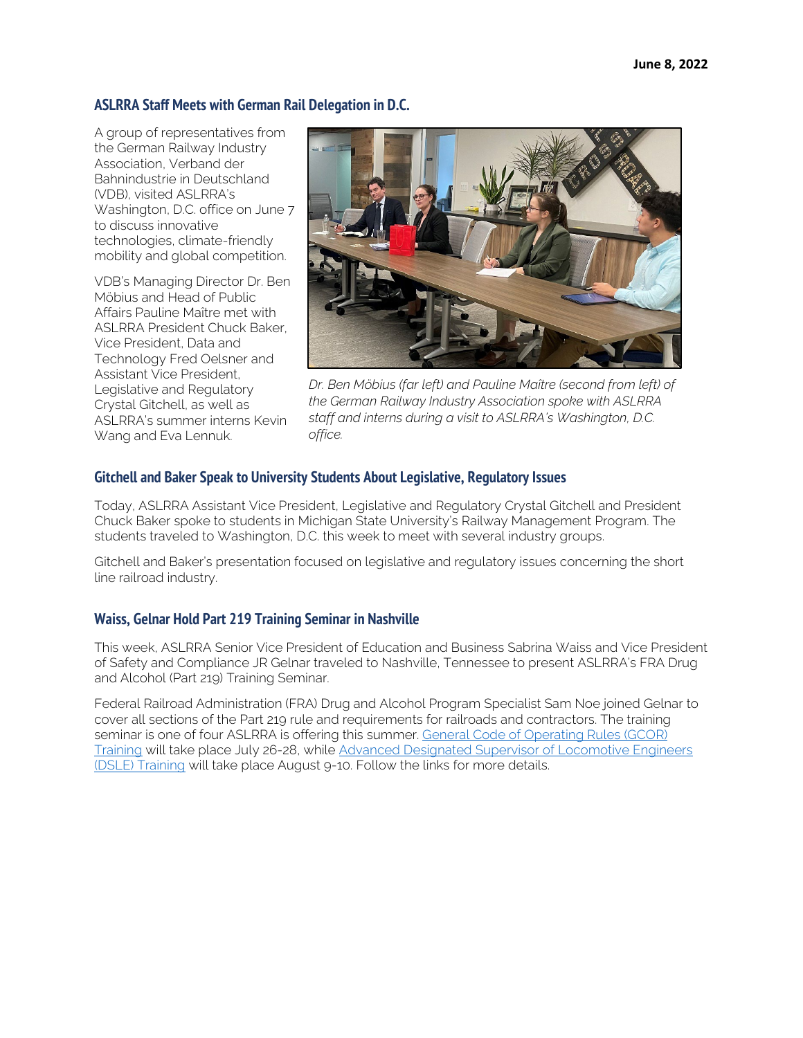June 8, 2022

## ASLRRA Staff Meets with German Rail Delegation in D.C.

A group of representatives from the German Railway Industry Association, Verband der Bahnindustrie in Deutschland (VDB), visited ASLRRA's Washington, D.C. office on June 7 to discuss innovative technologies, climate-friendly mobility and global competition.

VDB's Managing Director Dr. Ben Möbius and Head of Public Affairs Pauline Maître met with ASLRRA President Chuck Baker, Vice President, Data and Technology Fred Oelsner and Assistant Vice President, Legislative and Regulatory Crystal Gitchell, as well as ASLRRA's summer interns Kevin Wang and Eva Lennuk.

*Dr. Ben Möbius (far left) and Pauline Maître (second from left) of the German Railway Industry Association spoke with ASLRRA staff and interns during a visit to ASLRRA's Washington, D.C. office.*

## Gitchell and Baker Speak to University Students About Legislative, Regulatory Issues

Today, ASLRRA Assistant Vice President, Legislative and Regulatory Crystal Gitchell and President Chuck Baker spoke to students in Michigan State University's Railway Management Program. The students traveled to Washington, D.C. this week to meet with several industry groups.

Gitchell and Baker's presentation focused on legislative and regulatory issues concerning the short line railroad industry.

## Waiss, Gelnar Hold Part 219 Training Seminar in Nashville

This week, ASLRRA Senior Vice President of Education and Business Sabrina Waiss and Vice President of Safety and Compliance JR Gelnar traveled to Nashville, Tennessee to present ASLRRA's FRA Drug and Alcohol (Part 219) Training Seminar.

Federal Railroad Administration (FRA) Drug and Alcohol Program Specialist Sam Noe joined Gelnar to cover all sections of the Part 219 rule and requirements for railroads and contractors. The training seminar is one of four ASLRRA is offering this summer. General Code of Operating Rules (GCOR) Training will take place July 26-28, while Advanced Designated Supervisor of Locomotive Engineers (DSLE) Training will take place August 9-10. Follow the links for more details.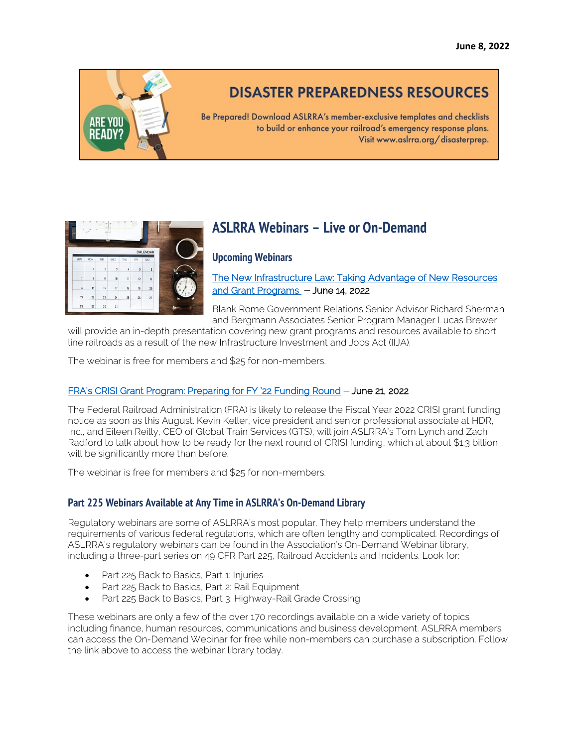June 8, 2022

## DISASTER PREPAREDNESS RESOURCES

ARE YOU READY?

Be Prepared! Download ASLRRA's member-exclusive templates and checklists to build or enhance your railroad's emergency response plans. Visit www.aslrra.org/disasterprep.

## ASLRRA Webinars – Live or On-Demand

### Upcoming Webinars

The New Infrastructure Law: Taking Advantage of New Resources and Grant Programs – June 14, 2022

Blank Rome Government Relations Senior Advisor Richard Sherman and Bergmann Associates Senior Program Manager Lucas Brewer will provide an in-depth presentation covering new grant programs and resources available to short line railroads as a result of the new Infrastructure Investment and Jobs Act (IIJA).

The webinar is free for members and $25 for non-members.

FRA's CRISI Grant Program: Preparing for FY '22 Funding Round – June 21, 2022

The Federal Railroad Administration (FRA) is likely to release the Fiscal Year 2022 CRISI grant funding notice as soon as this August. Kevin Keller, vice president and senior professional associate at HDR, Inc., and Eileen Reilly, CEO of Global Train Services (GTS), will join ASLRRA's Tom Lynch and Zach Radford to talk about how to be ready for the next round of CRISI funding, which at about $1.3 billion will be significantly more than before.

The webinar is free for members and $25 for non-members.

### Part 225 Webinars Available at Any Time in ASLRRA's On-Demand Library

Regulatory webinars are some of ASLRRA's most popular. They help members understand the requirements of various federal regulations, which are often lengthy and complicated. Recordings of ASLRRA's regulatory webinars can be found in the Association's On-Demand Webinar library, including a three-part series on 49 CFR Part 225, Railroad Accidents and Incidents. Look for:

- Part 225 Back to Basics, Part 1: Injuries
- Part 225 Back to Basics, Part 2: Rail Equipment
- Part 225 Back to Basics, Part 3: Highway-Rail Grade Crossing

These webinars are only a few of the over 170 recordings available on a wide variety of topics including finance, human resources, communications and business development. ASLRRA members can access the On-Demand Webinar for free while non-members can purchase a subscription. Follow the link above to access the webinar library today.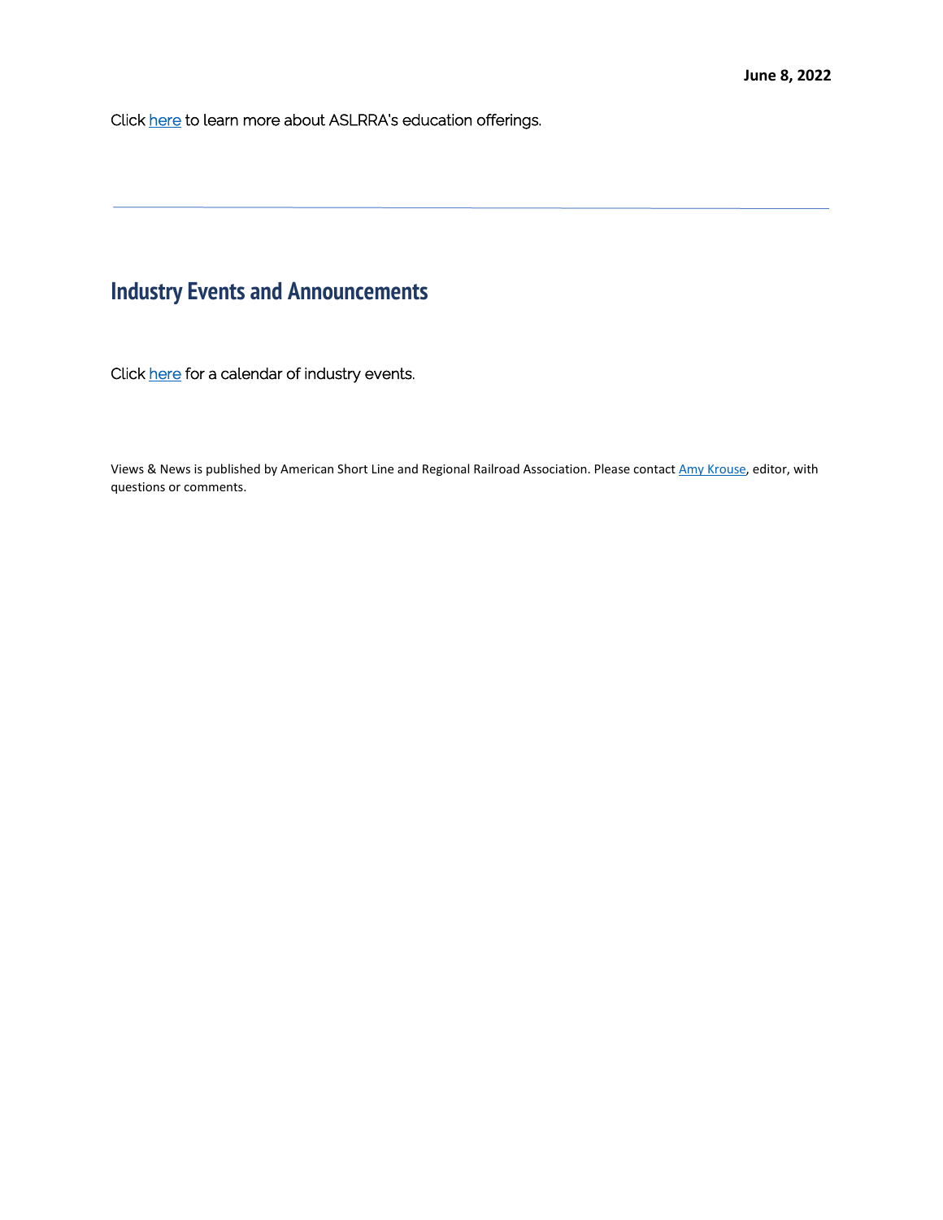Click here to learn more about ASLRRA's education offerings.

---

## Industry Events and Announcements

Click here for a calendar of industry events.

Views & News is published by American Short Line and Regional Railroad Association. Please contact Amy Krouse, editor, with questions or comments.